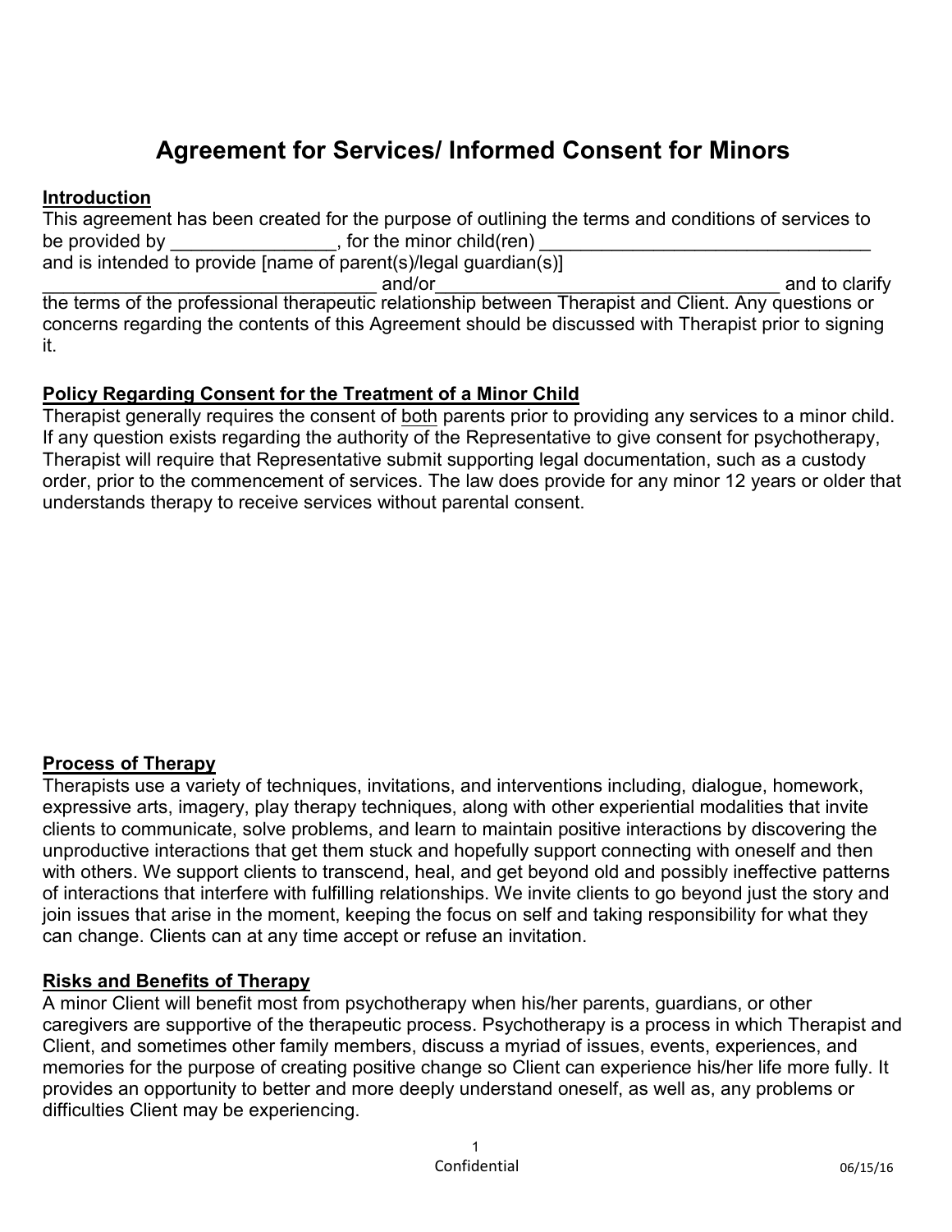# Agreement for Services/ Informed Consent for Minors

**Introduction**

This agreement has been created for the purpose of outlining the terms and conditions of services to be provided by ________________, for the minor child(ren) ________________________________ and is intended to provide [name of parent(s)/legal guardian(s)] ________________________________ and/or__________________________________ and to clarify the terms of the professional therapeutic relationship between Therapist and Client. Any questions or concerns regarding the contents of this Agreement should be discussed with Therapist prior to signing it.

**Policy Regarding Consent for the Treatment of a Minor Child**

Therapist generally requires the consent of both parents prior to providing any services to a minor child. If any question exists regarding the authority of the Representative to give consent for psychotherapy, Therapist will require that Representative submit supporting legal documentation, such as a custody order, prior to the commencement of services. The law does provide for any minor 12 years or older that understands therapy to receive services without parental consent.

**Process of Therapy**

Therapists use a variety of techniques, invitations, and interventions including, dialogue, homework, expressive arts, imagery, play therapy techniques, along with other experiential modalities that invite clients to communicate, solve problems, and learn to maintain positive interactions by discovering the unproductive interactions that get them stuck and hopefully support connecting with oneself and then with others. We support clients to transcend, heal, and get beyond old and possibly ineffective patterns of interactions that interfere with fulfilling relationships. We invite clients to go beyond just the story and join issues that arise in the moment, keeping the focus on self and taking responsibility for what they can change. Clients can at any time accept or refuse an invitation.

**Risks and Benefits of Therapy**

A minor Client will benefit most from psychotherapy when his/her parents, guardians, or other caregivers are supportive of the therapeutic process. Psychotherapy is a process in which Therapist and Client, and sometimes other family members, discuss a myriad of issues, events, experiences, and memories for the purpose of creating positive change so Client can experience his/her life more fully. It provides an opportunity to better and more deeply understand oneself, as well as, any problems or difficulties Client may be experiencing.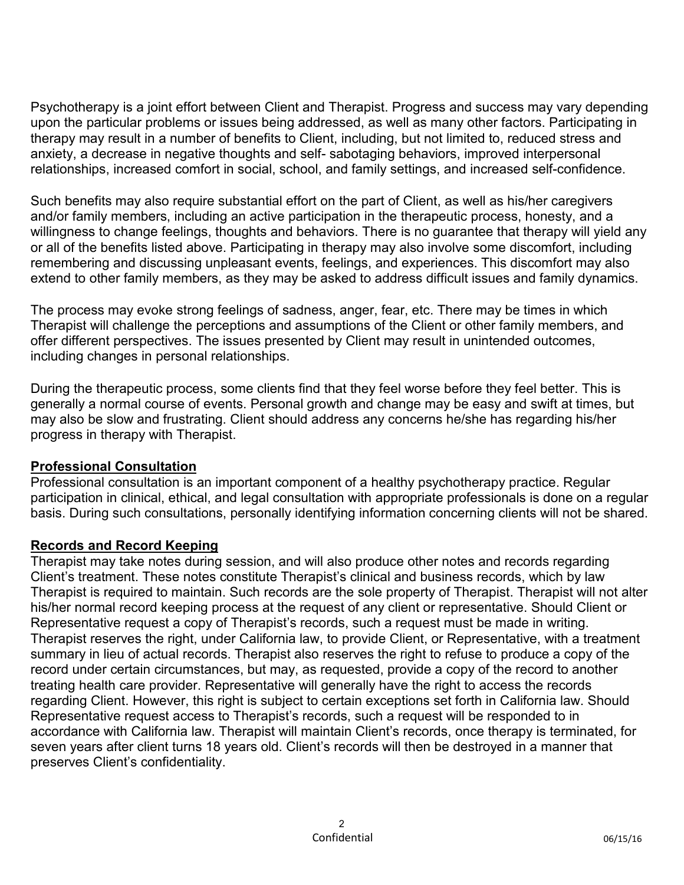Psychotherapy is a joint effort between Client and Therapist. Progress and success may vary depending upon the particular problems or issues being addressed, as well as many other factors. Participating in therapy may result in a number of benefits to Client, including, but not limited to, reduced stress and anxiety, a decrease in negative thoughts and self- sabotaging behaviors, improved interpersonal relationships, increased comfort in social, school, and family settings, and increased self-confidence.

Such benefits may also require substantial effort on the part of Client, as well as his/her caregivers and/or family members, including an active participation in the therapeutic process, honesty, and a willingness to change feelings, thoughts and behaviors. There is no guarantee that therapy will yield any or all of the benefits listed above. Participating in therapy may also involve some discomfort, including remembering and discussing unpleasant events, feelings, and experiences. This discomfort may also extend to other family members, as they may be asked to address difficult issues and family dynamics.

The process may evoke strong feelings of sadness, anger, fear, etc. There may be times in which Therapist will challenge the perceptions and assumptions of the Client or other family members, and offer different perspectives. The issues presented by Client may result in unintended outcomes, including changes in personal relationships.

During the therapeutic process, some clients find that they feel worse before they feel better. This is generally a normal course of events. Personal growth and change may be easy and swift at times, but may also be slow and frustrating. Client should address any concerns he/she has regarding his/her progress in therapy with Therapist.

**Professional Consultation**

Professional consultation is an important component of a healthy psychotherapy practice. Regular participation in clinical, ethical, and legal consultation with appropriate professionals is done on a regular basis. During such consultations, personally identifying information concerning clients will not be shared.

**Records and Record Keeping**

Therapist may take notes during session, and will also produce other notes and records regarding Client's treatment. These notes constitute Therapist's clinical and business records, which by law Therapist is required to maintain. Such records are the sole property of Therapist. Therapist will not alter his/her normal record keeping process at the request of any client or representative. Should Client or Representative request a copy of Therapist's records, such a request must be made in writing. Therapist reserves the right, under California law, to provide Client, or Representative, with a treatment summary in lieu of actual records. Therapist also reserves the right to refuse to produce a copy of the record under certain circumstances, but may, as requested, provide a copy of the record to another treating health care provider. Representative will generally have the right to access the records regarding Client. However, this right is subject to certain exceptions set forth in California law. Should Representative request access to Therapist's records, such a request will be responded to in accordance with California law. Therapist will maintain Client's records, once therapy is terminated, for seven years after client turns 18 years old. Client's records will then be destroyed in a manner that preserves Client's confidentiality.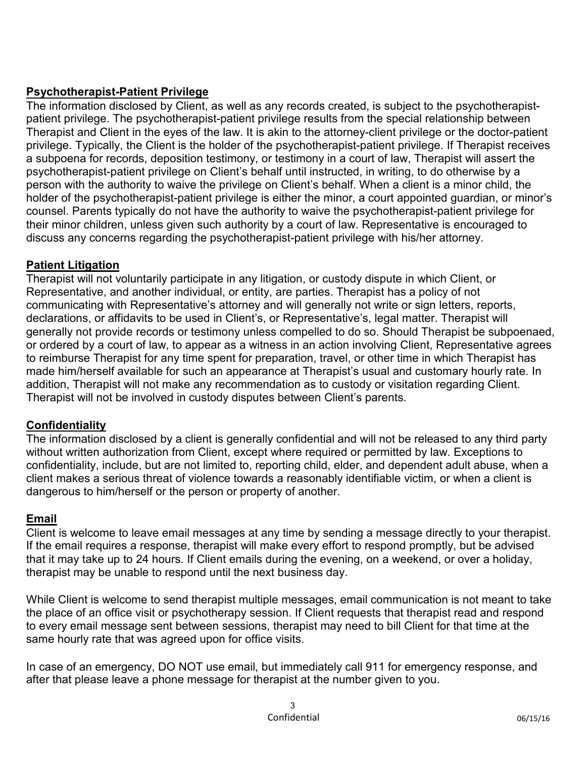## Psychotherapist-Patient Privilege

The information disclosed by Client, as well as any records created, is subject to the psychotherapist-patient privilege. The psychotherapist-patient privilege results from the special relationship between Therapist and Client in the eyes of the law. It is akin to the attorney-client privilege or the doctor-patient privilege. Typically, the Client is the holder of the psychotherapist-patient privilege. If Therapist receives a subpoena for records, deposition testimony, or testimony in a court of law, Therapist will assert the psychotherapist-patient privilege on Client's behalf until instructed, in writing, to do otherwise by a person with the authority to waive the privilege on Client's behalf. When a client is a minor child, the holder of the psychotherapist-patient privilege is either the minor, a court appointed guardian, or minor's counsel. Parents typically do not have the authority to waive the psychotherapist-patient privilege for their minor children, unless given such authority by a court of law. Representative is encouraged to discuss any concerns regarding the psychotherapist-patient privilege with his/her attorney.

## Patient Litigation

Therapist will not voluntarily participate in any litigation, or custody dispute in which Client, or Representative, and another individual, or entity, are parties. Therapist has a policy of not communicating with Representative's attorney and will generally not write or sign letters, reports, declarations, or affidavits to be used in Client's, or Representative's, legal matter. Therapist will generally not provide records or testimony unless compelled to do so. Should Therapist be subpoenaed, or ordered by a court of law, to appear as a witness in an action involving Client, Representative agrees to reimburse Therapist for any time spent for preparation, travel, or other time in which Therapist has made him/herself available for such an appearance at Therapist's usual and customary hourly rate. In addition, Therapist will not make any recommendation as to custody or visitation regarding Client. Therapist will not be involved in custody disputes between Client's parents.

## Confidentiality

The information disclosed by a client is generally confidential and will not be released to any third party without written authorization from Client, except where required or permitted by law. Exceptions to confidentiality, include, but are not limited to, reporting child, elder, and dependent adult abuse, when a client makes a serious threat of violence towards a reasonably identifiable victim, or when a client is dangerous to him/herself or the person or property of another.

## Email

Client is welcome to leave email messages at any time by sending a message directly to your therapist. If the email requires a response, therapist will make every effort to respond promptly, but be advised that it may take up to 24 hours. If Client emails during the evening, on a weekend, or over a holiday, therapist may be unable to respond until the next business day.

While Client is welcome to send therapist multiple messages, email communication is not meant to take the place of an office visit or psychotherapy session. If Client requests that therapist read and respond to every email message sent between sessions, therapist may need to bill Client for that time at the same hourly rate that was agreed upon for office visits.

In case of an emergency, DO NOT use email, but immediately call 911 for emergency response, and after that please leave a phone message for therapist at the number given to you.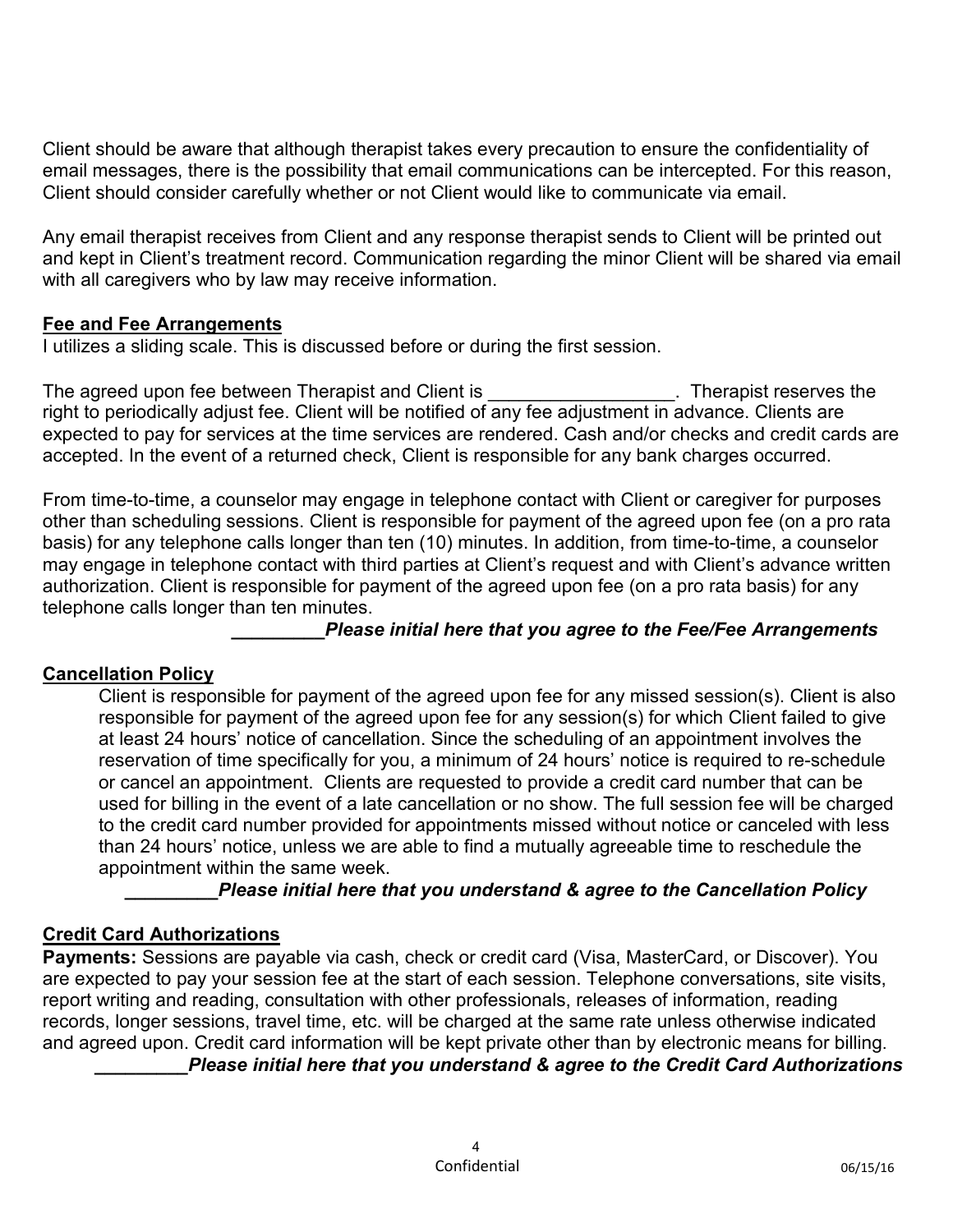Client should be aware that although therapist takes every precaution to ensure the confidentiality of email messages, there is the possibility that email communications can be intercepted. For this reason, Client should consider carefully whether or not Client would like to communicate via email.

Any email therapist receives from Client and any response therapist sends to Client will be printed out and kept in Client's treatment record. Communication regarding the minor Client will be shared via email with all caregivers who by law may receive information.

## Fee and Fee Arrangements

I utilizes a sliding scale. This is discussed before or during the first session.

The agreed upon fee between Therapist and Client is __________________. Therapist reserves the right to periodically adjust fee. Client will be notified of any fee adjustment in advance. Clients are expected to pay for services at the time services are rendered. Cash and/or checks and credit cards are accepted. In the event of a returned check, Client is responsible for any bank charges occurred.

From time-to-time, a counselor may engage in telephone contact with Client or caregiver for purposes other than scheduling sessions. Client is responsible for payment of the agreed upon fee (on a pro rata basis) for any telephone calls longer than ten (10) minutes. In addition, from time-to-time, a counselor may engage in telephone contact with third parties at Client's request and with Client's advance written authorization. Client is responsible for payment of the agreed upon fee (on a pro rata basis) for any telephone calls longer than ten minutes.

_________***Please initial here that you agree to the Fee/Fee Arrangements***

## Cancellation Policy

Client is responsible for payment of the agreed upon fee for any missed session(s). Client is also responsible for payment of the agreed upon fee for any session(s) for which Client failed to give at least 24 hours' notice of cancellation. Since the scheduling of an appointment involves the reservation of time specifically for you, a minimum of 24 hours' notice is required to re-schedule or cancel an appointment. Clients are requested to provide a credit card number that can be used for billing in the event of a late cancellation or no show. The full session fee will be charged to the credit card number provided for appointments missed without notice or canceled with less than 24 hours' notice, unless we are able to find a mutually agreeable time to reschedule the appointment within the same week.

_________***Please initial here that you understand & agree to the Cancellation Policy***

## Credit Card Authorizations

**Payments:** Sessions are payable via cash, check or credit card (Visa, MasterCard, or Discover). You are expected to pay your session fee at the start of each session. Telephone conversations, site visits, report writing and reading, consultation with other professionals, releases of information, reading records, longer sessions, travel time, etc. will be charged at the same rate unless otherwise indicated and agreed upon. Credit card information will be kept private other than by electronic means for billing.

_________***Please initial here that you understand & agree to the Credit Card Authorizations***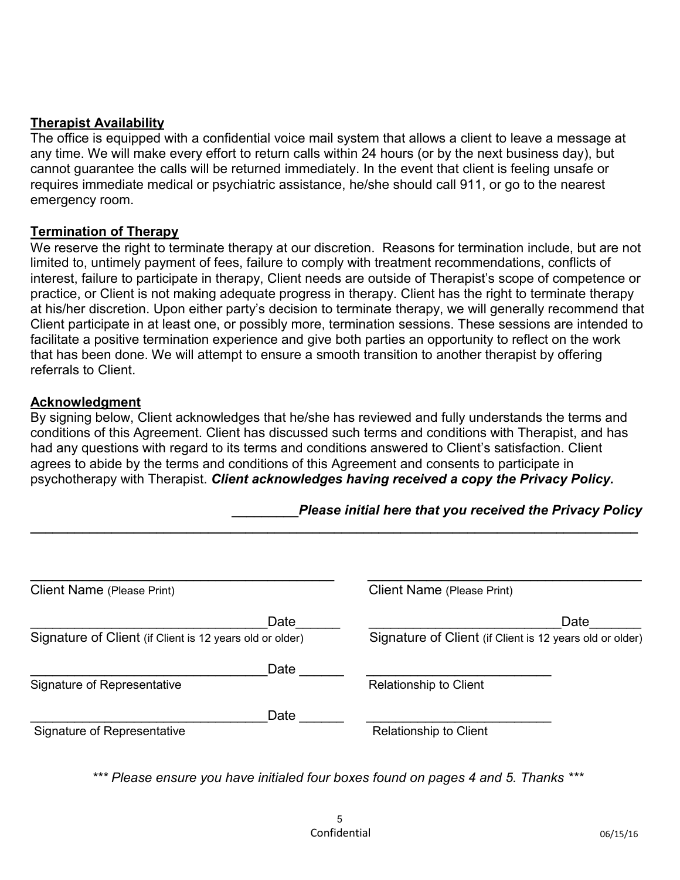**Therapist Availability**

The office is equipped with a confidential voice mail system that allows a client to leave a message at any time. We will make every effort to return calls within 24 hours (or by the next business day), but cannot guarantee the calls will be returned immediately. In the event that client is feeling unsafe or requires immediate medical or psychiatric assistance, he/she should call 911, or go to the nearest emergency room.

**Termination of Therapy**

We reserve the right to terminate therapy at our discretion. Reasons for termination include, but are not limited to, untimely payment of fees, failure to comply with treatment recommendations, conflicts of interest, failure to participate in therapy, Client needs are outside of Therapist's scope of competence or practice, or Client is not making adequate progress in therapy. Client has the right to terminate therapy at his/her discretion. Upon either party's decision to terminate therapy, we will generally recommend that Client participate in at least one, or possibly more, termination sessions. These sessions are intended to facilitate a positive termination experience and give both parties an opportunity to reflect on the work that has been done. We will attempt to ensure a smooth transition to another therapist by offering referrals to Client.

**Acknowledgment**

By signing below, Client acknowledges that he/she has reviewed and fully understands the terms and conditions of this Agreement. Client has discussed such terms and conditions with Therapist, and has had any questions with regard to its terms and conditions answered to Client's satisfaction. Client agrees to abide by the terms and conditions of this Agreement and consents to participate in psychotherapy with Therapist. ***Client acknowledges having received a copy the Privacy Policy.***

_________***Please initial here that you received the Privacy Policy***

---

| | |
|---|---|
| ________________________________________ | ________________________________________ |
| Client Name (Please Print) | Client Name (Please Print) |
| ________________________________Date______ | __________________________Date_______ |
| Signature of Client (if Client is 12 years old or older) | Signature of Client (if Client is 12 years old or older) |
| ________________________________Date ______ | _________________________ |
| Signature of Representative | Relationship to Client |
| ________________________________Date ______ | _________________________ |
| Signature of Representative | Relationship to Client |

*\*\*\* Please ensure you have initialed four boxes found on pages 4 and 5. Thanks \*\*\**

Confidential

06/15/16